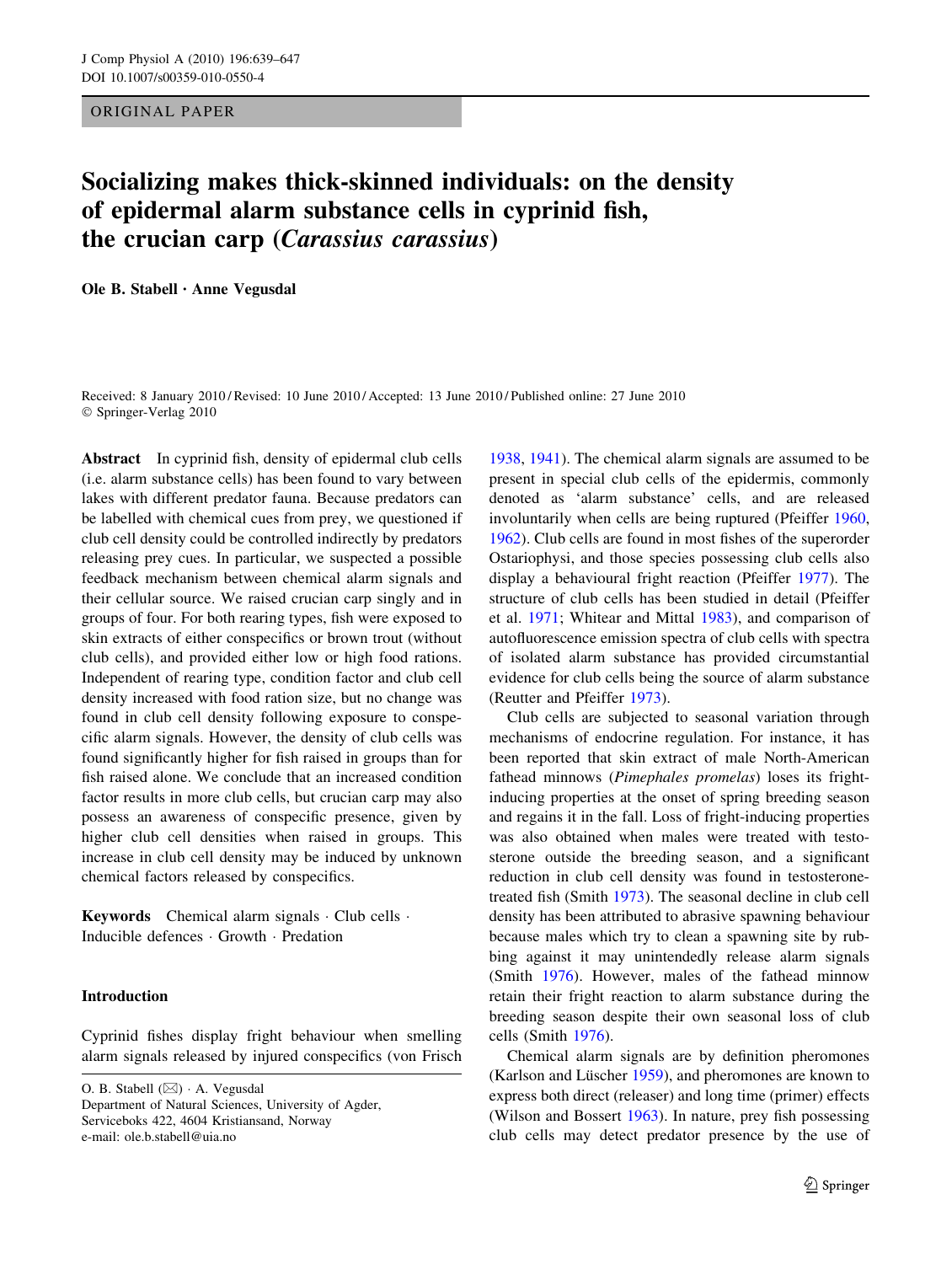ORIGINAL PAPER

# Socializing makes thick-skinned individuals: on the density of epidermal alarm substance cells in cyprinid fish, the crucian carp (*Carassius carassius*)

**Ole B. Stabell · Anne Vegusdal**

Received: 8 January 2010 / Revised: 10 June 2010 / Accepted: 13 June 2010 / Published online: 27 June 2010
© Springer-Verlag 2010

**Abstract** In cyprinid fish, density of epidermal club cells (i.e. alarm substance cells) has been found to vary between lakes with different predator fauna. Because predators can be labelled with chemical cues from prey, we questioned if club cell density could be controlled indirectly by predators releasing prey cues. In particular, we suspected a possible feedback mechanism between chemical alarm signals and their cellular source. We raised crucian carp singly and in groups of four. For both rearing types, fish were exposed to skin extracts of either conspecifics or brown trout (without club cells), and provided either low or high food rations. Independent of rearing type, condition factor and club cell density increased with food ration size, but no change was found in club cell density following exposure to conspecific alarm signals. However, the density of club cells was found significantly higher for fish raised in groups than for fish raised alone. We conclude that an increased condition factor results in more club cells, but crucian carp may also possess an awareness of conspecific presence, given by higher club cell densities when raised in groups. This increase in club cell density may be induced by unknown chemical factors released by conspecifics.

**Keywords** Chemical alarm signals · Club cells · Inducible defences · Growth · Predation

O. B. Stabell (✉) · A. Vegusdal
Department of Natural Sciences, University of Agder, Serviceboks 422, 4604 Kristiansand, Norway
e-mail: ole.b.stabell@uia.no

## Introduction

Cyprinid fishes display fright behaviour when smelling alarm signals released by injured conspecifics (von Frisch 1938, 1941). The chemical alarm signals are assumed to be present in special club cells of the epidermis, commonly denoted as 'alarm substance' cells, and are released involuntarily when cells are being ruptured (Pfeiffer 1960, 1962). Club cells are found in most fishes of the superorder Ostariophysi, and those species possessing club cells also display a behavioural fright reaction (Pfeiffer 1977). The structure of club cells has been studied in detail (Pfeiffer et al. 1971; Whitear and Mittal 1983), and comparison of autofluorescence emission spectra of club cells with spectra of isolated alarm substance has provided circumstantial evidence for club cells being the source of alarm substance (Reutter and Pfeiffer 1973).

Club cells are subjected to seasonal variation through mechanisms of endocrine regulation. For instance, it has been reported that skin extract of male North-American fathead minnows (*Pimephales promelas*) loses its fright-inducing properties at the onset of spring breeding season and regains it in the fall. Loss of fright-inducing properties was also obtained when males were treated with testosterone outside the breeding season, and a significant reduction in club cell density was found in testosterone-treated fish (Smith 1973). The seasonal decline in club cell density has been attributed to abrasive spawning behaviour because males which try to clean a spawning site by rubbing against it may unintendedly release alarm signals (Smith 1976). However, males of the fathead minnow retain their fright reaction to alarm substance during the breeding season despite their own seasonal loss of club cells (Smith 1976).

Chemical alarm signals are by definition pheromones (Karlson and Lüscher 1959), and pheromones are known to express both direct (releaser) and long time (primer) effects (Wilson and Bossert 1963). In nature, prey fish possessing club cells may detect predator presence by the use of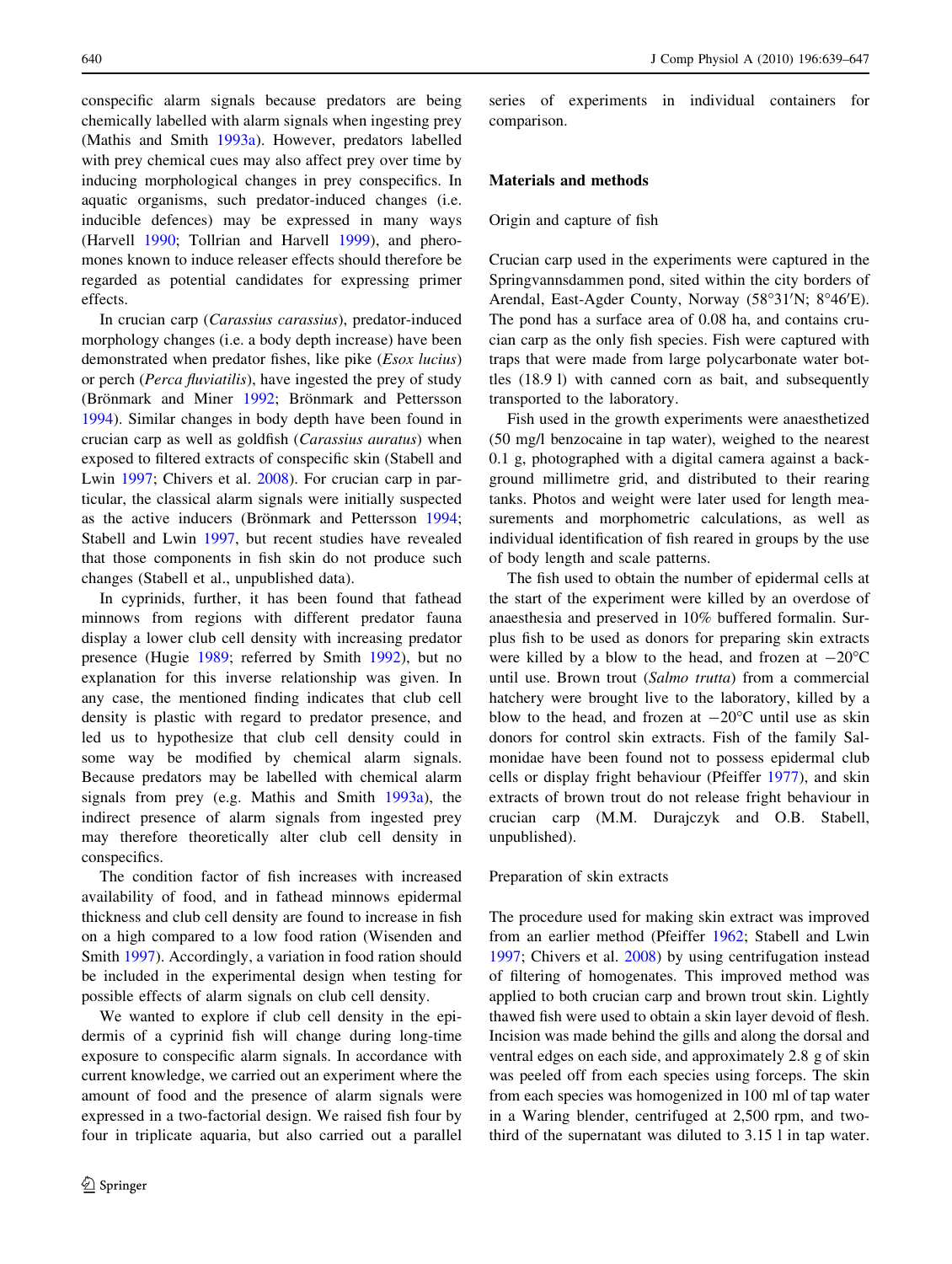conspecific alarm signals because predators are being chemically labelled with alarm signals when ingesting prey (Mathis and Smith 1993a). However, predators labelled with prey chemical cues may also affect prey over time by inducing morphological changes in prey conspecifics. In aquatic organisms, such predator-induced changes (i.e. inducible defences) may be expressed in many ways (Harvell 1990; Tollrian and Harvell 1999), and pheromones known to induce releaser effects should therefore be regarded as potential candidates for expressing primer effects.

In crucian carp (*Carassius carassius*), predator-induced morphology changes (i.e. a body depth increase) have been demonstrated when predator fishes, like pike (*Esox lucius*) or perch (*Perca fluviatilis*), have ingested the prey of study (Brönmark and Miner 1992; Brönmark and Pettersson 1994). Similar changes in body depth have been found in crucian carp as well as goldfish (*Carassius auratus*) when exposed to filtered extracts of conspecific skin (Stabell and Lwin 1997; Chivers et al. 2008). For crucian carp in particular, the classical alarm signals were initially suspected as the active inducers (Brönmark and Pettersson 1994; Stabell and Lwin 1997, but recent studies have revealed that those components in fish skin do not produce such changes (Stabell et al., unpublished data).

In cyprinids, further, it has been found that fathead minnows from regions with different predator fauna display a lower club cell density with increasing predator presence (Hugie 1989; referred by Smith 1992), but no explanation for this inverse relationship was given. In any case, the mentioned finding indicates that club cell density is plastic with regard to predator presence, and led us to hypothesize that club cell density could in some way be modified by chemical alarm signals. Because predators may be labelled with chemical alarm signals from prey (e.g. Mathis and Smith 1993a), the indirect presence of alarm signals from ingested prey may therefore theoretically alter club cell density in conspecifics.

The condition factor of fish increases with increased availability of food, and in fathead minnows epidermal thickness and club cell density are found to increase in fish on a high compared to a low food ration (Wisenden and Smith 1997). Accordingly, a variation in food ration should be included in the experimental design when testing for possible effects of alarm signals on club cell density.

We wanted to explore if club cell density in the epidermis of a cyprinid fish will change during long-time exposure to conspecific alarm signals. In accordance with current knowledge, we carried out an experiment where the amount of food and the presence of alarm signals were expressed in a two-factorial design. We raised fish four by four in triplicate aquaria, but also carried out a parallel series of experiments in individual containers for comparison.

## Materials and methods

### Origin and capture of fish

Crucian carp used in the experiments were captured in the Springvannsdammen pond, sited within the city borders of Arendal, East-Agder County, Norway (58°31′N; 8°46′E). The pond has a surface area of 0.08 ha, and contains crucian carp as the only fish species. Fish were captured with traps that were made from large polycarbonate water bottles (18.9 l) with canned corn as bait, and subsequently transported to the laboratory.

Fish used in the growth experiments were anaesthetized (50 mg/l benzocaine in tap water), weighed to the nearest 0.1 g, photographed with a digital camera against a background millimetre grid, and distributed to their rearing tanks. Photos and weight were later used for length measurements and morphometric calculations, as well as individual identification of fish reared in groups by the use of body length and scale patterns.

The fish used to obtain the number of epidermal cells at the start of the experiment were killed by an overdose of anaesthesia and preserved in 10% buffered formalin. Surplus fish to be used as donors for preparing skin extracts were killed by a blow to the head, and frozen at −20°C until use. Brown trout (*Salmo trutta*) from a commercial hatchery were brought live to the laboratory, killed by a blow to the head, and frozen at −20°C until use as skin donors for control skin extracts. Fish of the family Salmonidae have been found not to possess epidermal club cells or display fright behaviour (Pfeiffer 1977), and skin extracts of brown trout do not release fright behaviour in crucian carp (M.M. Durajczyk and O.B. Stabell, unpublished).

### Preparation of skin extracts

The procedure used for making skin extract was improved from an earlier method (Pfeiffer 1962; Stabell and Lwin 1997; Chivers et al. 2008) by using centrifugation instead of filtering of homogenates. This improved method was applied to both crucian carp and brown trout skin. Lightly thawed fish were used to obtain a skin layer devoid of flesh. Incision was made behind the gills and along the dorsal and ventral edges on each side, and approximately 2.8 g of skin was peeled off from each species using forceps. The skin from each species was homogenized in 100 ml of tap water in a Waring blender, centrifuged at 2,500 rpm, and two-third of the supernatant was diluted to 3.15 l in tap water.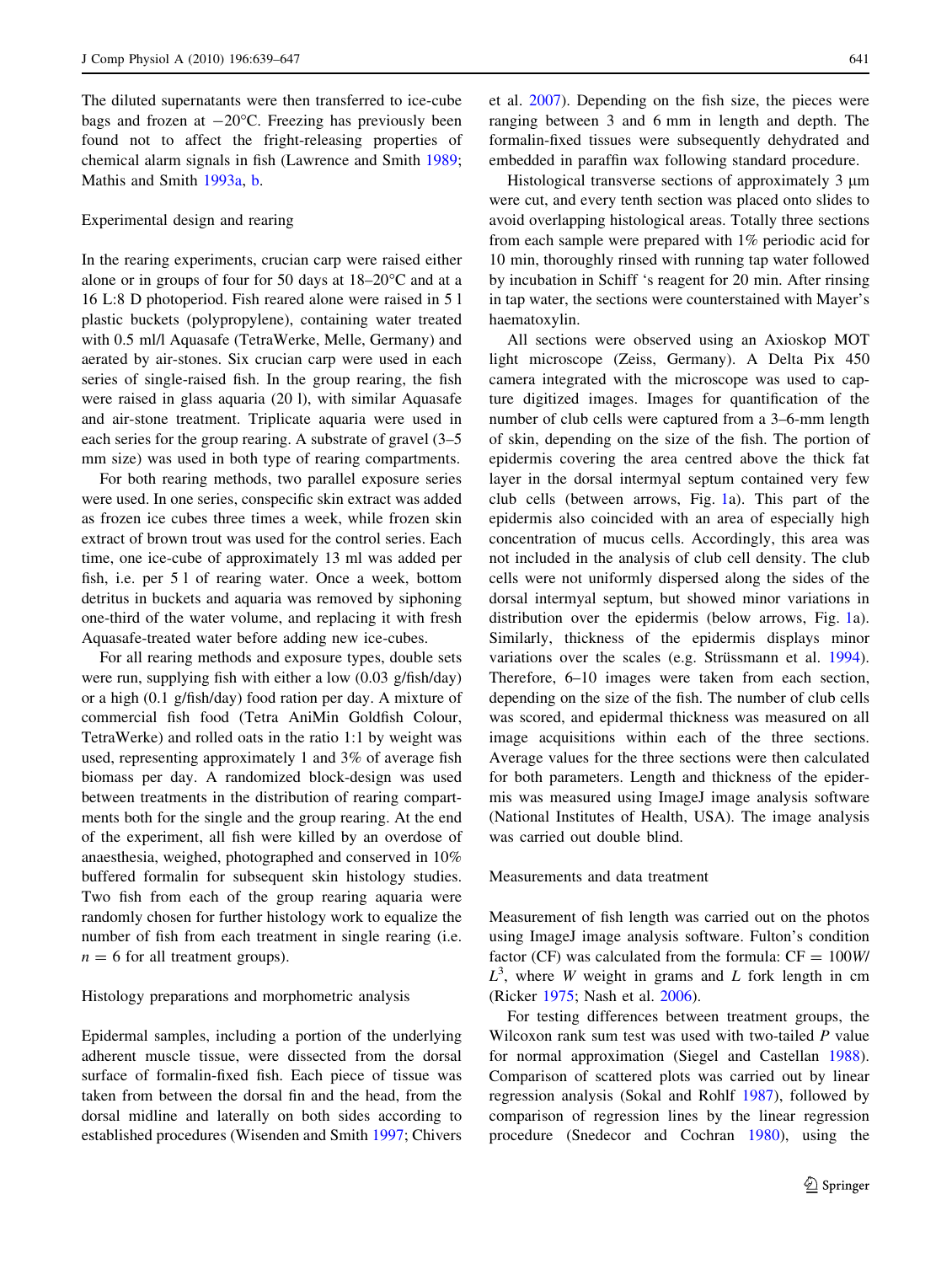The diluted supernatants were then transferred to ice-cube bags and frozen at −20°C. Freezing has previously been found not to affect the fright-releasing properties of chemical alarm signals in fish (Lawrence and Smith 1989; Mathis and Smith 1993a, b).

### Experimental design and rearing

In the rearing experiments, crucian carp were raised either alone or in groups of four for 50 days at 18–20°C and at a 16 L:8 D photoperiod. Fish reared alone were raised in 5 l plastic buckets (polypropylene), containing water treated with 0.5 ml/l Aquasafe (TetraWerke, Melle, Germany) and aerated by air-stones. Six crucian carp were used in each series of single-raised fish. In the group rearing, the fish were raised in glass aquaria (20 l), with similar Aquasafe and air-stone treatment. Triplicate aquaria were used in each series for the group rearing. A substrate of gravel (3–5 mm size) was used in both type of rearing compartments.

For both rearing methods, two parallel exposure series were used. In one series, conspecific skin extract was added as frozen ice cubes three times a week, while frozen skin extract of brown trout was used for the control series. Each time, one ice-cube of approximately 13 ml was added per fish, i.e. per 5 l of rearing water. Once a week, bottom detritus in buckets and aquaria was removed by siphoning one-third of the water volume, and replacing it with fresh Aquasafe-treated water before adding new ice-cubes.

For all rearing methods and exposure types, double sets were run, supplying fish with either a low (0.03 g/fish/day) or a high (0.1 g/fish/day) food ration per day. A mixture of commercial fish food (Tetra AniMin Goldfish Colour, TetraWerke) and rolled oats in the ratio 1:1 by weight was used, representing approximately 1 and 3% of average fish biomass per day. A randomized block-design was used between treatments in the distribution of rearing compartments both for the single and the group rearing. At the end of the experiment, all fish were killed by an overdose of anaesthesia, weighed, photographed and conserved in 10% buffered formalin for subsequent skin histology studies. Two fish from each of the group rearing aquaria were randomly chosen for further histology work to equalize the number of fish from each treatment in single rearing (i.e. $n = 6$ for all treatment groups).

### Histology preparations and morphometric analysis

Epidermal samples, including a portion of the underlying adherent muscle tissue, were dissected from the dorsal surface of formalin-fixed fish. Each piece of tissue was taken from between the dorsal fin and the head, from the dorsal midline and laterally on both sides according to established procedures (Wisenden and Smith 1997; Chivers et al. 2007). Depending on the fish size, the pieces were ranging between 3 and 6 mm in length and depth. The formalin-fixed tissues were subsequently dehydrated and embedded in paraffin wax following standard procedure.

Histological transverse sections of approximately 3 μm were cut, and every tenth section was placed onto slides to avoid overlapping histological areas. Totally three sections from each sample were prepared with 1% periodic acid for 10 min, thoroughly rinsed with running tap water followed by incubation in Schiff 's reagent for 20 min. After rinsing in tap water, the sections were counterstained with Mayer's haematoxylin.

All sections were observed using an Axioskop MOT light microscope (Zeiss, Germany). A Delta Pix 450 camera integrated with the microscope was used to capture digitized images. Images for quantification of the number of club cells were captured from a 3–6-mm length of skin, depending on the size of the fish. The portion of epidermis covering the area centred above the thick fat layer in the dorsal intermyal septum contained very few club cells (between arrows, Fig. 1a). This part of the epidermis also coincided with an area of especially high concentration of mucus cells. Accordingly, this area was not included in the analysis of club cell density. The club cells were not uniformly dispersed along the sides of the dorsal intermyal septum, but showed minor variations in distribution over the epidermis (below arrows, Fig. 1a). Similarly, thickness of the epidermis displays minor variations over the scales (e.g. Strüssmann et al. 1994). Therefore, 6–10 images were taken from each section, depending on the size of the fish. The number of club cells was scored, and epidermal thickness was measured on all image acquisitions within each of the three sections. Average values for the three sections were then calculated for both parameters. Length and thickness of the epidermis was measured using ImageJ image analysis software (National Institutes of Health, USA). The image analysis was carried out double blind.

### Measurements and data treatment

Measurement of fish length was carried out on the photos using ImageJ image analysis software. Fulton's condition factor (CF) was calculated from the formula: $CF = 100W/L^3$, where $W$ weight in grams and $L$ fork length in cm (Ricker 1975; Nash et al. 2006).

For testing differences between treatment groups, the Wilcoxon rank sum test was used with two-tailed $P$ value for normal approximation (Siegel and Castellan 1988). Comparison of scattered plots was carried out by linear regression analysis (Sokal and Rohlf 1987), followed by comparison of regression lines by the linear regression procedure (Snedecor and Cochran 1980), using the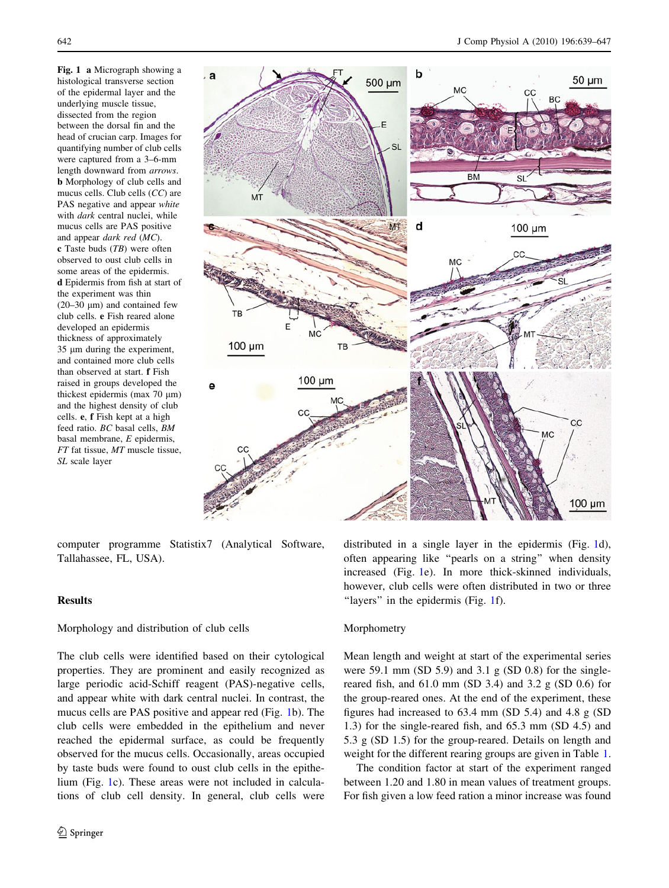**Fig. 1** **a** Micrograph showing a histological transverse section of the epidermal layer and the underlying muscle tissue, dissected from the region between the dorsal fin and the head of crucian carp. Images for quantifying number of club cells were captured from a 3–6-mm length downward from *arrows*. **b** Morphology of club cells and mucus cells. Club cells (*CC*) are PAS negative and appear *white* with *dark* central nuclei, while mucus cells are PAS positive and appear *dark red* (*MC*). **c** Taste buds (*TB*) were often observed to oust club cells in some areas of the epidermis. **d** Epidermis from fish at start of the experiment was thin (20–30 μm) and contained few club cells. **e** Fish reared alone developed an epidermis thickness of approximately 35 μm during the experiment, and contained more club cells than observed at start. **f** Fish raised in groups developed the thickest epidermis (max 70 μm) and the highest density of club cells. **e**, **f** Fish kept at a high feed ratio. *BC* basal cells, *BM* basal membrane, *E* epidermis, *FT* fat tissue, *MT* muscle tissue, *SL* scale layer

computer programme Statistix7 (Analytical Software, Tallahassee, FL, USA).

## Results

### Morphology and distribution of club cells

The club cells were identified based on their cytological properties. They are prominent and easily recognized as large periodic acid-Schiff reagent (PAS)-negative cells, and appear white with dark central nuclei. In contrast, the mucus cells are PAS positive and appear red (Fig. 1b). The club cells were embedded in the epithelium and never reached the epidermal surface, as could be frequently observed for the mucus cells. Occasionally, areas occupied by taste buds were found to oust club cells in the epithelium (Fig. 1c). These areas were not included in calculations of club cell density. In general, club cells were distributed in a single layer in the epidermis (Fig. 1d), often appearing like "pearls on a string" when density increased (Fig. 1e). In more thick-skinned individuals, however, club cells were often distributed in two or three "layers" in the epidermis (Fig. 1f).

### Morphometry

Mean length and weight at start of the experimental series were 59.1 mm (SD 5.9) and 3.1 g (SD 0.8) for the single-reared fish, and 61.0 mm (SD 3.4) and 3.2 g (SD 0.6) for the group-reared ones. At the end of the experiment, these figures had increased to 63.4 mm (SD 5.4) and 4.8 g (SD 1.3) for the single-reared fish, and 65.3 mm (SD 4.5) and 5.3 g (SD 1.5) for the group-reared. Details on length and weight for the different rearing groups are given in Table 1.

The condition factor at start of the experiment ranged between 1.20 and 1.80 in mean values of treatment groups. For fish given a low feed ration a minor increase was found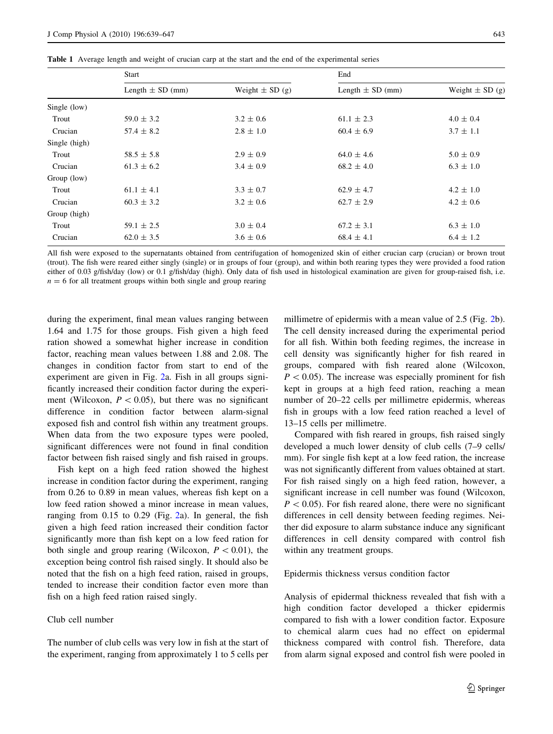**Table 1** Average length and weight of crucian carp at the start and the end of the experimental series

| | Start | | End | |
|---|---|---|---|---|
| | Length ± SD (mm) | Weight ± SD (g) | Length ± SD (mm) | Weight ± SD (g) |
| Single (low) | | | | |
| Trout | 59.0 ± 3.2 | 3.2 ± 0.6 | 61.1 ± 2.3 | 4.0 ± 0.4 |
| Crucian | 57.4 ± 8.2 | 2.8 ± 1.0 | 60.4 ± 6.9 | 3.7 ± 1.1 |
| Single (high) | | | | |
| Trout | 58.5 ± 5.8 | 2.9 ± 0.9 | 64.0 ± 4.6 | 5.0 ± 0.9 |
| Crucian | 61.3 ± 6.2 | 3.4 ± 0.9 | 68.2 ± 4.0 | 6.3 ± 1.0 |
| Group (low) | | | | |
| Trout | 61.1 ± 4.1 | 3.3 ± 0.7 | 62.9 ± 4.7 | 4.2 ± 1.0 |
| Crucian | 60.3 ± 3.2 | 3.2 ± 0.6 | 62.7 ± 2.9 | 4.2 ± 0.6 |
| Group (high) | | | | |
| Trout | 59.1 ± 2.5 | 3.0 ± 0.4 | 67.2 ± 3.1 | 6.3 ± 1.0 |
| Crucian | 62.0 ± 3.5 | 3.6 ± 0.6 | 68.4 ± 4.1 | 6.4 ± 1.2 |

All fish were exposed to the supernatants obtained from centrifugation of homogenized skin of either crucian carp (crucian) or brown trout (trout). The fish were reared either singly (single) or in groups of four (group), and within both rearing types they were provided a food ration either of 0.03 g/fish/day (low) or 0.1 g/fish/day (high). Only data of fish used in histological examination are given for group-raised fish, i.e. $n = 6$ for all treatment groups within both single and group rearing

during the experiment, final mean values ranging between 1.64 and 1.75 for those groups. Fish given a high feed ration showed a somewhat higher increase in condition factor, reaching mean values between 1.88 and 2.08. The changes in condition factor from start to end of the experiment are given in Fig. 2a. Fish in all groups significantly increased their condition factor during the experiment (Wilcoxon, $P < 0.05$), but there was no significant difference in condition factor between alarm-signal exposed fish and control fish within any treatment groups. When data from the two exposure types were pooled, significant differences were not found in final condition factor between fish raised singly and fish raised in groups.

Fish kept on a high feed ration showed the highest increase in condition factor during the experiment, ranging from 0.26 to 0.89 in mean values, whereas fish kept on a low feed ration showed a minor increase in mean values, ranging from 0.15 to 0.29 (Fig. 2a). In general, the fish given a high feed ration increased their condition factor significantly more than fish kept on a low feed ration for both single and group rearing (Wilcoxon, $P < 0.01$), the exception being control fish raised singly. It should also be noted that the fish on a high feed ration, raised in groups, tended to increase their condition factor even more than fish on a high feed ration raised singly.

### Club cell number

The number of club cells was very low in fish at the start of the experiment, ranging from approximately 1 to 5 cells per millimetre of epidermis with a mean value of 2.5 (Fig. 2b). The cell density increased during the experimental period for all fish. Within both feeding regimes, the increase in cell density was significantly higher for fish reared in groups, compared with fish reared alone (Wilcoxon, $P < 0.05$). The increase was especially prominent for fish kept in groups at a high feed ration, reaching a mean number of 20–22 cells per millimetre epidermis, whereas fish in groups with a low feed ration reached a level of 13–15 cells per millimetre.

Compared with fish reared in groups, fish raised singly developed a much lower density of club cells (7–9 cells/mm). For single fish kept at a low feed ration, the increase was not significantly different from values obtained at start. For fish raised singly on a high feed ration, however, a significant increase in cell number was found (Wilcoxon, $P < 0.05$). For fish reared alone, there were no significant differences in cell density between feeding regimes. Neither did exposure to alarm substance induce any significant differences in cell density compared with control fish within any treatment groups.

### Epidermis thickness versus condition factor

Analysis of epidermal thickness revealed that fish with a high condition factor developed a thicker epidermis compared to fish with a lower condition factor. Exposure to chemical alarm cues had no effect on epidermal thickness compared with control fish. Therefore, data from alarm signal exposed and control fish were pooled in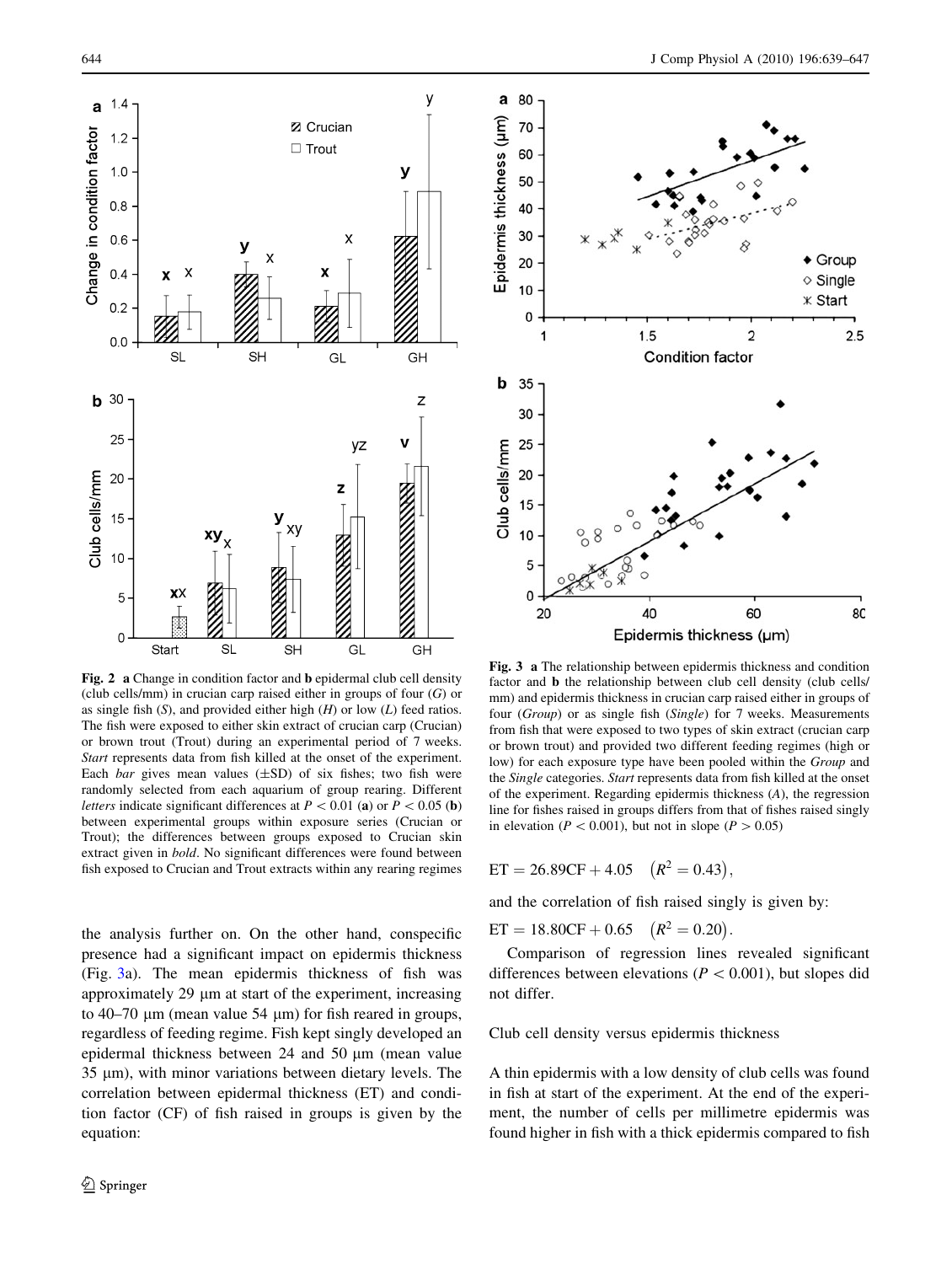**Fig. 2** **a** Change in condition factor and **b** epidermal club cell density (club cells/mm) in crucian carp raised either in groups of four (*G*) or as single fish (*S*), and provided either high (*H*) or low (*L*) feed ratios. The fish were exposed to either skin extract of crucian carp (Crucian) or brown trout (Trout) during an experimental period of 7 weeks. *Start* represents data from fish killed at the onset of the experiment. Each *bar* gives mean values (±SD) of six fishes; two fish were randomly selected from each aquarium of group rearing. Different *letters* indicate significant differences at $P < 0.01$ (**a**) or $P < 0.05$ (**b**) between experimental groups within exposure series (Crucian or Trout); the differences between groups exposed to Crucian skin extract given in **bold**. No significant differences were found between fish exposed to Crucian and Trout extracts within any rearing regimes

**Fig. 3** **a** The relationship between epidermis thickness and condition factor and **b** the relationship between club cell density (club cells/mm) and epidermis thickness in crucian carp raised either in groups of four (*Group*) or as single fish (*Single*) for 7 weeks. Measurements from fish that were exposed to two types of skin extract (crucian carp or brown trout) and provided two different feeding regimes (high or low) for each exposure type have been pooled within the *Group* and the *Single* categories. *Start* represents data from fish killed at the onset of the experiment. Regarding epidermis thickness (*A*), the regression line for fishes raised in groups differs from that of fishes raised singly in elevation ($P < 0.001$), but not in slope ($P > 0.05$)

the analysis further on. On the other hand, conspecific presence had a significant impact on epidermis thickness (Fig. 3a). The mean epidermis thickness of fish was approximately 29 μm at start of the experiment, increasing to 40–70 μm (mean value 54 μm) for fish reared in groups, regardless of feeding regime. Fish kept singly developed an epidermal thickness between 24 and 50 μm (mean value 35 μm), with minor variations between dietary levels. The correlation between epidermal thickness (ET) and condition factor (CF) of fish raised in groups is given by the equation:

$$\mathrm{ET} = 26.89\mathrm{CF} + 4.05 \quad (R^2 = 0.43),$$

and the correlation of fish raised singly is given by:

$$\mathrm{ET} = 18.80\mathrm{CF} + 0.65 \quad (R^2 = 0.20).$$

Comparison of regression lines revealed significant differences between elevations ($P < 0.001$), but slopes did not differ.

### Club cell density versus epidermis thickness

A thin epidermis with a low density of club cells was found in fish at start of the experiment. At the end of the experiment, the number of cells per millimetre epidermis was found higher in fish with a thick epidermis compared to fish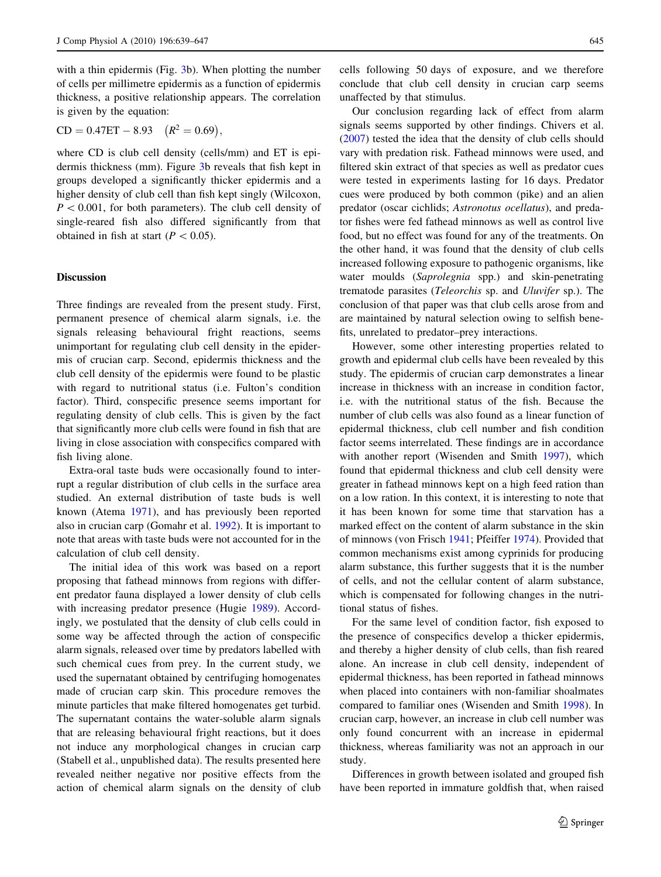with a thin epidermis (Fig. 3b). When plotting the number of cells per millimetre epidermis as a function of epidermis thickness, a positive relationship appears. The correlation is given by the equation:

$$CD = 0.47ET - 8.93 \quad (R^2 = 0.69),$$

where CD is club cell density (cells/mm) and ET is epidermis thickness (mm). Figure 3b reveals that fish kept in groups developed a significantly thicker epidermis and a higher density of club cell than fish kept singly (Wilcoxon, $P < 0.001$, for both parameters). The club cell density of single-reared fish also differed significantly from that obtained in fish at start ($P < 0.05$).

## Discussion

Three findings are revealed from the present study. First, permanent presence of chemical alarm signals, i.e. the signals releasing behavioural fright reactions, seems unimportant for regulating club cell density in the epidermis of crucian carp. Second, epidermis thickness and the club cell density of the epidermis were found to be plastic with regard to nutritional status (i.e. Fulton's condition factor). Third, conspecific presence seems important for regulating density of club cells. This is given by the fact that significantly more club cells were found in fish that are living in close association with conspecifics compared with fish living alone.

Extra-oral taste buds were occasionally found to interrupt a regular distribution of club cells in the surface area studied. An external distribution of taste buds is well known (Atema 1971), and has previously been reported also in crucian carp (Gomahr et al. 1992). It is important to note that areas with taste buds were not accounted for in the calculation of club cell density.

The initial idea of this work was based on a report proposing that fathead minnows from regions with different predator fauna displayed a lower density of club cells with increasing predator presence (Hugie 1989). Accordingly, we postulated that the density of club cells could in some way be affected through the action of conspecific alarm signals, released over time by predators labelled with such chemical cues from prey. In the current study, we used the supernatant obtained by centrifuging homogenates made of crucian carp skin. This procedure removes the minute particles that make filtered homogenates get turbid. The supernatant contains the water-soluble alarm signals that are releasing behavioural fright reactions, but it does not induce any morphological changes in crucian carp (Stabell et al., unpublished data). The results presented here revealed neither negative nor positive effects from the action of chemical alarm signals on the density of club cells following 50 days of exposure, and we therefore conclude that club cell density in crucian carp seems unaffected by that stimulus.

Our conclusion regarding lack of effect from alarm signals seems supported by other findings. Chivers et al. (2007) tested the idea that the density of club cells should vary with predation risk. Fathead minnows were used, and filtered skin extract of that species as well as predator cues were tested in experiments lasting for 16 days. Predator cues were produced by both common (pike) and an alien predator (oscar cichlids; *Astronotus ocellatus*), and predator fishes were fed fathead minnows as well as control live food, but no effect was found for any of the treatments. On the other hand, it was found that the density of club cells increased following exposure to pathogenic organisms, like water moulds (*Saprolegnia* spp.) and skin-penetrating trematode parasites (*Teleorchis* sp. and *Uluvifer* sp.). The conclusion of that paper was that club cells arose from and are maintained by natural selection owing to selfish benefits, unrelated to predator–prey interactions.

However, some other interesting properties related to growth and epidermal club cells have been revealed by this study. The epidermis of crucian carp demonstrates a linear increase in thickness with an increase in condition factor, i.e. with the nutritional status of the fish. Because the number of club cells was also found as a linear function of epidermal thickness, club cell number and fish condition factor seems interrelated. These findings are in accordance with another report (Wisenden and Smith 1997), which found that epidermal thickness and club cell density were greater in fathead minnows kept on a high feed ration than on a low ration. In this context, it is interesting to note that it has been known for some time that starvation has a marked effect on the content of alarm substance in the skin of minnows (von Frisch 1941; Pfeiffer 1974). Provided that common mechanisms exist among cyprinids for producing alarm substance, this further suggests that it is the number of cells, and not the cellular content of alarm substance, which is compensated for following changes in the nutritional status of fishes.

For the same level of condition factor, fish exposed to the presence of conspecifics develop a thicker epidermis, and thereby a higher density of club cells, than fish reared alone. An increase in club cell density, independent of epidermal thickness, has been reported in fathead minnows when placed into containers with non-familiar shoalmates compared to familiar ones (Wisenden and Smith 1998). In crucian carp, however, an increase in club cell number was only found concurrent with an increase in epidermal thickness, whereas familiarity was not an approach in our study.

Differences in growth between isolated and grouped fish have been reported in immature goldfish that, when raised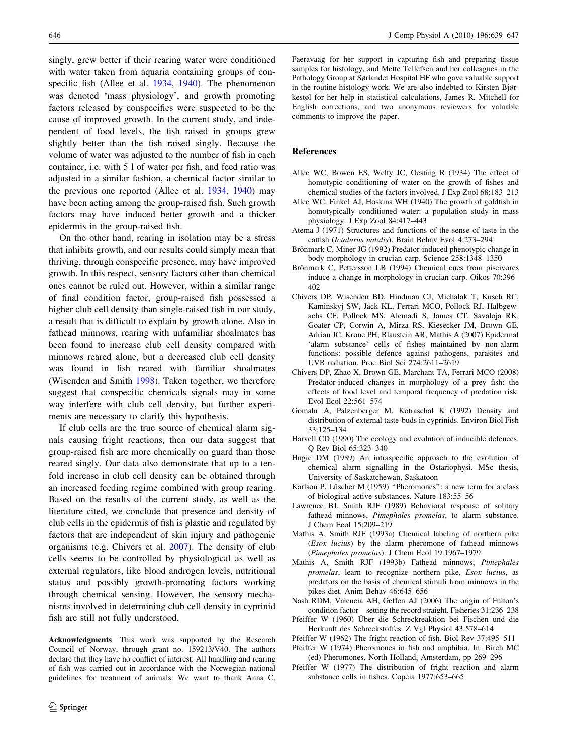singly, grew better if their rearing water were conditioned with water taken from aquaria containing groups of conspecific fish (Allee et al. 1934, 1940). The phenomenon was denoted 'mass physiology', and growth promoting factors released by conspecifics were suspected to be the cause of improved growth. In the current study, and independent of food levels, the fish raised in groups grew slightly better than the fish raised singly. Because the volume of water was adjusted to the number of fish in each container, i.e. with 5 l of water per fish, and feed ratio was adjusted in a similar fashion, a chemical factor similar to the previous one reported (Allee et al. 1934, 1940) may have been acting among the group-raised fish. Such growth factors may have induced better growth and a thicker epidermis in the group-raised fish.

On the other hand, rearing in isolation may be a stress that inhibits growth, and our results could simply mean that thriving, through conspecific presence, may have improved growth. In this respect, sensory factors other than chemical ones cannot be ruled out. However, within a similar range of final condition factor, group-raised fish possessed a higher club cell density than single-raised fish in our study, a result that is difficult to explain by growth alone. Also in fathead minnows, rearing with unfamiliar shoalmates has been found to increase club cell density compared with minnows reared alone, but a decreased club cell density was found in fish reared with familiar shoalmates (Wisenden and Smith 1998). Taken together, we therefore suggest that conspecific chemicals signals may in some way interfere with club cell density, but further experiments are necessary to clarify this hypothesis.

If club cells are the true source of chemical alarm signals causing fright reactions, then our data suggest that group-raised fish are more chemically on guard than those reared singly. Our data also demonstrate that up to a tenfold increase in club cell density can be obtained through an increased feeding regime combined with group rearing. Based on the results of the current study, as well as the literature cited, we conclude that presence and density of club cells in the epidermis of fish is plastic and regulated by factors that are independent of skin injury and pathogenic organisms (e.g. Chivers et al. 2007). The density of club cells seems to be controlled by physiological as well as external regulators, like blood androgen levels, nutritional status and possibly growth-promoting factors working through chemical sensing. However, the sensory mechanisms involved in determining club cell density in cyprinid fish are still not fully understood.

**Acknowledgments** This work was supported by the Research Council of Norway, through grant no. 159213/V40. The authors declare that they have no conflict of interest. All handling and rearing of fish was carried out in accordance with the Norwegian national guidelines for treatment of animals. We want to thank Anna C. Faeravaag for her support in capturing fish and preparing tissue samples for histology, and Mette Tellefsen and her colleagues in the Pathology Group at Sørlandet Hospital HF who gave valuable support in the routine histology work. We are also indebted to Kirsten Bjørkestøl for her help in statistical calculations, James R. Mitchell for English corrections, and two anonymous reviewers for valuable comments to improve the paper.

## References

Allee WC, Bowen ES, Welty JC, Oesting R (1934) The effect of homotypic conditioning of water on the growth of fishes and chemical studies of the factors involved. J Exp Zool 68:183–213

Allee WC, Finkel AJ, Hoskins WH (1940) The growth of goldfish in homotypically conditioned water: a population study in mass physiology. J Exp Zool 84:417–443

Atema J (1971) Structures and functions of the sense of taste in the catfish (*Ictalurus natalis*). Brain Behav Evol 4:273–294

Brönmark C, Miner JG (1992) Predator-induced phenotypic change in body morphology in crucian carp. Science 258:1348–1350

Brönmark C, Pettersson LB (1994) Chemical cues from piscivores induce a change in morphology in crucian carp. Oikos 70:396–402

Chivers DP, Wisenden BD, Hindman CJ, Michalak T, Kusch RC, Kaminskyj SW, Jack KL, Ferrari MCO, Pollock RJ, Halbgewachs CF, Pollock MS, Alemadi S, James CT, Savaloja RK, Goater CP, Corwin A, Mirza RS, Kiesecker JM, Brown GE, Adrian JC, Krone PH, Blaustein AR, Mathis A (2007) Epidermal 'alarm substance' cells of fishes maintained by non-alarm functions: possible defence against pathogens, parasites and UVB radiation. Proc Biol Sci 274:2611–2619

Chivers DP, Zhao X, Brown GE, Marchant TA, Ferrari MCO (2008) Predator-induced changes in morphology of a prey fish: the effects of food level and temporal frequency of predation risk. Evol Ecol 22:561–574

Gomahr A, Palzenberger M, Kotraschal K (1992) Density and distribution of external taste-buds in cyprinids. Environ Biol Fish 33:125–134

Harvell CD (1990) The ecology and evolution of inducible defences. Q Rev Biol 65:323–340

Hugie DM (1989) An intraspecific approach to the evolution of chemical alarm signalling in the Ostariophysi. MSc thesis, University of Saskatchewan, Saskatoon

Karlson P, Lüscher M (1959) "Pheromones": a new term for a class of biological active substances. Nature 183:55–56

Lawrence BJ, Smith RJF (1989) Behavioral response of solitary fathead minnows, *Pimephales promelas*, to alarm substance. J Chem Ecol 15:209–219

Mathis A, Smith RJF (1993a) Chemical labeling of northern pike (*Esox lucius*) by the alarm pheromone of fathead minnows (*Pimephales promelas*). J Chem Ecol 19:1967–1979

Mathis A, Smith RJF (1993b) Fathead minnows, *Pimephales promelas*, learn to recognize northern pike, *Esox lucius*, as predators on the basis of chemical stimuli from minnows in the pikes diet. Anim Behav 46:645–656

Nash RDM, Valencia AH, Geffen AJ (2006) The origin of Fulton's condition factor—setting the record straight. Fisheries 31:236–238

Pfeiffer W (1960) Über die Schreckreaktion bei Fischen und die Herkunft des Schreckstoffes. Z Vgl Physiol 43:578–614

Pfeiffer W (1962) The fright reaction of fish. Biol Rev 37:495–511

Pfeiffer W (1974) Pheromones in fish and amphibia. In: Birch MC (ed) Pheromones. North Holland, Amsterdam, pp 269–296

Pfeiffer W (1977) The distribution of fright reaction and alarm substance cells in fishes. Copeia 1977:653–665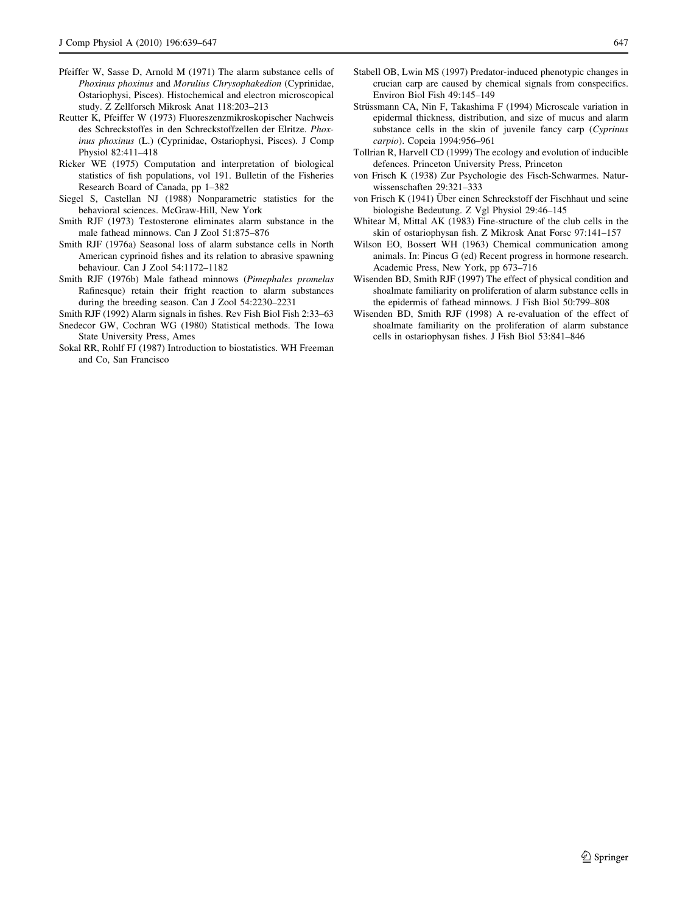Pfeiffer W, Sasse D, Arnold M (1971) The alarm substance cells of *Phoxinus phoxinus* and *Morulius Chrysophakedion* (Cyprinidae, Ostariophysi, Pisces). Histochemical and electron microscopical study. Z Zellforsch Mikrosk Anat 118:203–213

Reutter K, Pfeiffer W (1973) Fluoreszenzmikroskopischer Nachweis des Schreckstoffes in den Schreckstoffzellen der Elritze. *Phoxinus phoxinus* (L.) (Cyprinidae, Ostariophysi, Pisces). J Comp Physiol 82:411–418

Ricker WE (1975) Computation and interpretation of biological statistics of fish populations, vol 191. Bulletin of the Fisheries Research Board of Canada, pp 1–382

Siegel S, Castellan NJ (1988) Nonparametric statistics for the behavioral sciences. McGraw-Hill, New York

Smith RJF (1973) Testosterone eliminates alarm substance in the male fathead minnows. Can J Zool 51:875–876

Smith RJF (1976a) Seasonal loss of alarm substance cells in North American cyprinoid fishes and its relation to abrasive spawning behaviour. Can J Zool 54:1172–1182

Smith RJF (1976b) Male fathead minnows (*Pimephales promelas* Rafinesque) retain their fright reaction to alarm substances during the breeding season. Can J Zool 54:2230–2231

Smith RJF (1992) Alarm signals in fishes. Rev Fish Biol Fish 2:33–63

Snedecor GW, Cochran WG (1980) Statistical methods. The Iowa State University Press, Ames

Sokal RR, Rohlf FJ (1987) Introduction to biostatistics. WH Freeman and Co, San Francisco

Stabell OB, Lwin MS (1997) Predator-induced phenotypic changes in crucian carp are caused by chemical signals from conspecifics. Environ Biol Fish 49:145–149

Strüssmann CA, Nin F, Takashima F (1994) Microscale variation in epidermal thickness, distribution, and size of mucus and alarm substance cells in the skin of juvenile fancy carp (*Cyprinus carpio*). Copeia 1994:956–961

Tollrian R, Harvell CD (1999) The ecology and evolution of inducible defences. Princeton University Press, Princeton

von Frisch K (1938) Zur Psychologie des Fisch-Schwarmes. Naturwissenschaften 29:321–333

von Frisch K (1941) Über einen Schreckstoff der Fischhaut und seine biologishe Bedeutung. Z Vgl Physiol 29:46–145

Whitear M, Mittal AK (1983) Fine-structure of the club cells in the skin of ostariophysan fish. Z Mikrosk Anat Forsc 97:141–157

Wilson EO, Bossert WH (1963) Chemical communication among animals. In: Pincus G (ed) Recent progress in hormone research. Academic Press, New York, pp 673–716

Wisenden BD, Smith RJF (1997) The effect of physical condition and shoalmate familiarity on proliferation of alarm substance cells in the epidermis of fathead minnows. J Fish Biol 50:799–808

Wisenden BD, Smith RJF (1998) A re-evaluation of the effect of shoalmate familiarity on the proliferation of alarm substance cells in ostariophysan fishes. J Fish Biol 53:841–846